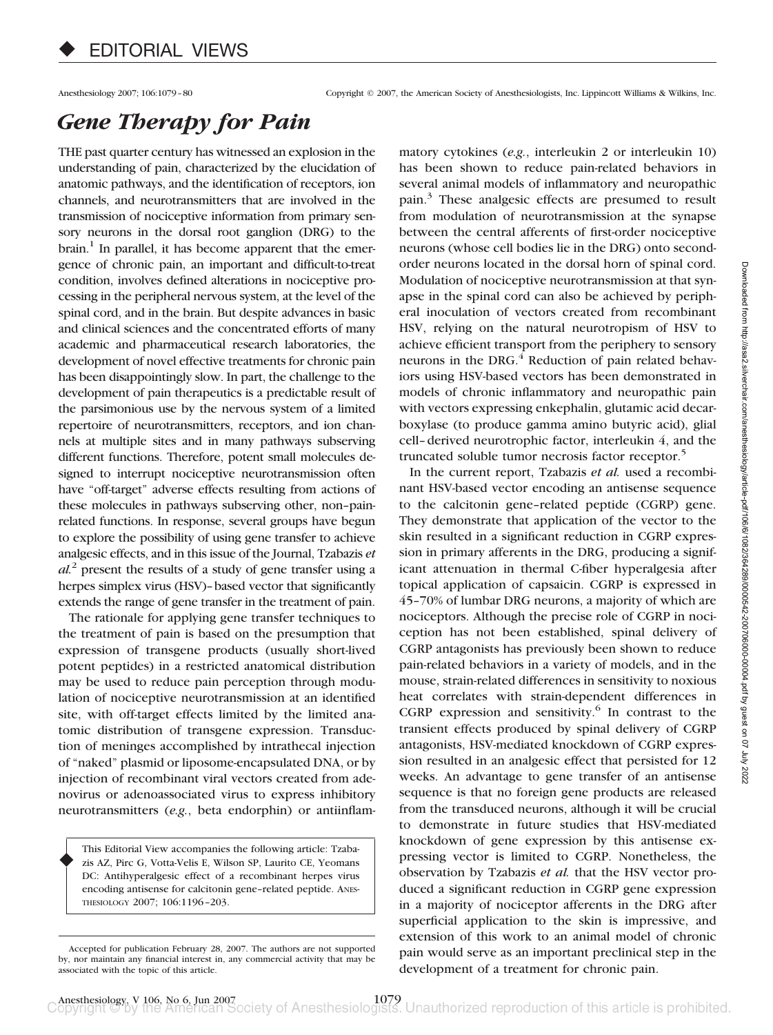# EDITORIAL VIEWS

# *Gene Therapy for Pain*

THE past quarter century has witnessed an explosion in the understanding of pain, characterized by the elucidation of anatomic pathways, and the identification of receptors, ion channels, and neurotransmitters that are involved in the transmission of nociceptive information from primary sensory neurons in the dorsal root ganglion (DRG) to the brain.[1] In parallel, it has become apparent that the emergence of chronic pain, an important and difficult-to-treat condition, involves defined alterations in nociceptive processing in the peripheral nervous system, at the level of the spinal cord, and in the brain. But despite advances in basic and clinical sciences and the concentrated efforts of many academic and pharmaceutical research laboratories, the development of novel effective treatments for chronic pain has been disappointingly slow. In part, the challenge to the development of pain therapeutics is a predictable result of the parsimonious use by the nervous system of a limited repertoire of neurotransmitters, receptors, and ion channels at multiple sites and in many pathways subserving different functions. Therefore, potent small molecules designed to interrupt nociceptive neurotransmission often have "off-target" adverse effects resulting from actions of these molecules in pathways subserving other, non–pain-related functions. In response, several groups have begun to explore the possibility of using gene transfer to achieve analgesic effects, and in this issue of the Journal, Tzabazis *et al.*[2] present the results of a study of gene transfer using a herpes simplex virus (HSV)–based vector that significantly extends the range of gene transfer in the treatment of pain.

The rationale for applying gene transfer techniques to the treatment of pain is based on the presumption that expression of transgene products (usually short-lived potent peptides) in a restricted anatomical distribution may be used to reduce pain perception through modulation of nociceptive neurotransmission at an identified site, with off-target effects limited by the limited anatomic distribution of transgene expression. Transduction of meninges accomplished by intrathecal injection of "naked" plasmid or liposome-encapsulated DNA, or by injection of recombinant viral vectors created from adenovirus or adenoassociated virus to express inhibitory neurotransmitters (*e.g.*, beta endorphin) or antiinflammatory cytokines (*e.g.*, interleukin 2 or interleukin 10) has been shown to reduce pain-related behaviors in several animal models of inflammatory and neuropathic pain.[3] These analgesic effects are presumed to result from modulation of neurotransmission at the synapse between the central afferents of first-order nociceptive neurons (whose cell bodies lie in the DRG) onto second-order neurons located in the dorsal horn of spinal cord. Modulation of nociceptive neurotransmission at that synapse in the spinal cord can also be achieved by peripheral inoculation of vectors created from recombinant HSV, relying on the natural neurotropism of HSV to achieve efficient transport from the periphery to sensory neurons in the DRG.[4] Reduction of pain related behaviors using HSV-based vectors has been demonstrated in models of chronic inflammatory and neuropathic pain with vectors expressing enkephalin, glutamic acid decarboxylase (to produce gamma amino butyric acid), glial cell–derived neurotrophic factor, interleukin 4, and the truncated soluble tumor necrosis factor receptor.[5]

In the current report, Tzabazis *et al.* used a recombinant HSV-based vector encoding an antisense sequence to the calcitonin gene–related peptide (CGRP) gene. They demonstrate that application of the vector to the skin resulted in a significant reduction in CGRP expression in primary afferents in the DRG, producing a significant attenuation in thermal C-fiber hyperalgesia after topical application of capsaicin. CGRP is expressed in 45–70% of lumbar DRG neurons, a majority of which are nociceptors. Although the precise role of CGRP in nociception has not been established, spinal delivery of CGRP antagonists has previously been shown to reduce pain-related behaviors in a variety of models, and in the mouse, strain-related differences in sensitivity to noxious heat correlates with strain-dependent differences in CGRP expression and sensitivity.[6] In contrast to the transient effects produced by spinal delivery of CGRP antagonists, HSV-mediated knockdown of CGRP expression resulted in an analgesic effect that persisted for 12 weeks. An advantage to gene transfer of an antisense sequence is that no foreign gene products are released from the transduced neurons, although it will be crucial to demonstrate in future studies that HSV-mediated knockdown of gene expression by this antisense expressing vector is limited to CGRP. Nonetheless, the observation by Tzabazis *et al.* that the HSV vector produced a significant reduction in CGRP gene expression in a majority of nociceptor afferents in the DRG after superficial application to the skin is impressive, and extension of this work to an animal model of chronic pain would serve as an important preclinical step in the development of a treatment for chronic pain.

This Editorial View accompanies the following article: Tzabazis AZ, Pirc G, Votta-Velis E, Wilson SP, Laurito CE, Yeomans DC: Antihyperalgesic effect of a recombinant herpes virus encoding antisense for calcitonin gene–related peptide. ANESTHESIOLOGY 2007; 106:1196–203.

Accepted for publication February 28, 2007. The authors are not supported by, nor maintain any financial interest in, any commercial activity that may be associated with the topic of this article.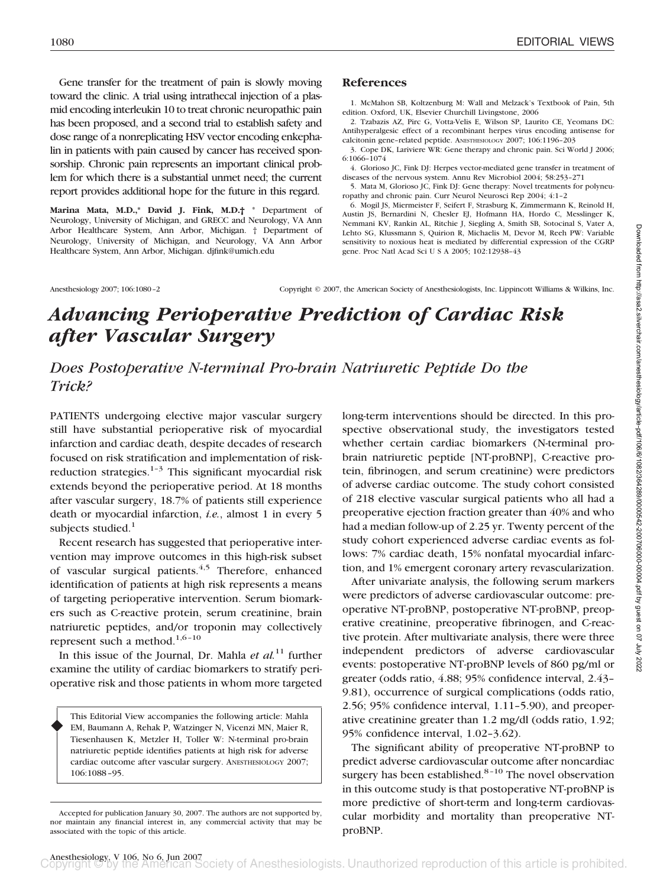Gene transfer for the treatment of pain is slowly moving toward the clinic. A trial using intrathecal injection of a plasmid encoding interleukin 10 to treat chronic neuropathic pain has been proposed, and a second trial to establish safety and dose range of a nonreplicating HSV vector encoding enkephalin in patients with pain caused by cancer has received sponsorship. Chronic pain represents an important clinical problem for which there is a substantial unmet need; the current report provides additional hope for the future in this regard.

**Marina Mata, M.D.,\* David J. Fink, M.D.†** \* Department of Neurology, University of Michigan, and GRECC and Neurology, VA Ann Arbor Healthcare System, Ann Arbor, Michigan. † Department of Neurology, University of Michigan, and Neurology, VA Ann Arbor Healthcare System, Ann Arbor, Michigan. djfink@umich.edu

## References

1. McMahon SB, Koltzenburg M: Wall and Melzack's Textbook of Pain, 5th edition. Oxford, UK, Elsevier Churchill Livingstone, 2006
2. Tzabazis AZ, Pirc G, Votta-Velis E, Wilson SP, Laurito CE, Yeomans DC: Antihyperalgesic effect of a recombinant herpes virus encoding antisense for calcitonin gene–related peptide. ANESTHESIOLOGY 2007; 106:1196–203
3. Cope DK, Lariviere WR: Gene therapy and chronic pain. Sci World J 2006; 6:1066–1074
4. Glorioso JC, Fink DJ: Herpes vector-mediated gene transfer in treatment of diseases of the nervous system. Annu Rev Microbiol 2004; 58:253–271
5. Mata M, Glorioso JC, Fink DJ: Gene therapy: Novel treatments for polyneuropathy and chronic pain. Curr Neurol Neurosci Rep 2004; 4:1–2
6. Mogil JS, Miermeister F, Seifert F, Strasburg K, Zimmermann K, Reinold H, Austin JS, Bernardini N, Chesler EJ, Hofmann HA, Hordo C, Messlinger K, Nemmani KV, Rankin AL, Ritchie J, Siegling A, Smith SB, Sotocinal S, Vater A, Lehto SG, Klussmann S, Quirion R, Michaelis M, Devor M, Reeh PW: Variable sensitivity to noxious heat is mediated by differential expression of the CGRP gene. Proc Natl Acad Sci U S A 2005; 102:12938–43

Anesthesiology 2007; 106:1080–2 Copyright © 2007, the American Society of Anesthesiologists, Inc. Lippincott Williams & Wilkins, Inc.

# *Advancing Perioperative Prediction of Cardiac Risk after Vascular Surgery*

## *Does Postoperative N-terminal Pro-brain Natriuretic Peptide Do the Trick?*

PATIENTS undergoing elective major vascular surgery still have substantial perioperative risk of myocardial infarction and cardiac death, despite decades of research focused on risk stratification and implementation of risk-reduction strategies.[1–3] This significant myocardial risk extends beyond the perioperative period. At 18 months after vascular surgery, 18.7% of patients still experience death or myocardial infarction, *i.e.*, almost 1 in every 5 subjects studied.[1]

Recent research has suggested that perioperative intervention may improve outcomes in this high-risk subset of vascular surgical patients.[4,5] Therefore, enhanced identification of patients at high risk represents a means of targeting perioperative intervention. Serum biomarkers such as C-reactive protein, serum creatinine, brain natriuretic peptides, and/or troponin may collectively represent such a method.[1,6–10]

In this issue of the Journal, Dr. Mahla *et al.*[11] further examine the utility of cardiac biomarkers to stratify perioperative risk and those patients in whom more targeted long-term interventions should be directed. In this prospective observational study, the investigators tested whether certain cardiac biomarkers (N-terminal pro-brain natriuretic peptide [NT-proBNP], C-reactive protein, fibrinogen, and serum creatinine) were predictors of adverse cardiac outcome. The study cohort consisted of 218 elective vascular surgical patients who all had a preoperative ejection fraction greater than 40% and who had a median follow-up of 2.25 yr. Twenty percent of the study cohort experienced adverse cardiac events as follows: 7% cardiac death, 15% nonfatal myocardial infarction, and 1% emergent coronary artery revascularization.

After univariate analysis, the following serum markers were predictors of adverse cardiovascular outcome: preoperative NT-proBNP, postoperative NT-proBNP, preoperative creatinine, preoperative fibrinogen, and C-reactive protein. After multivariate analysis, there were three independent predictors of adverse cardiovascular events: postoperative NT-proBNP levels of 860 pg/ml or greater (odds ratio, 4.88; 95% confidence interval, 2.43–9.81), occurrence of surgical complications (odds ratio, 2.56; 95% confidence interval, 1.11–5.90), and preoperative creatinine greater than 1.2 mg/dl (odds ratio, 1.92; 95% confidence interval, 1.02–3.62).

The significant ability of preoperative NT-proBNP to predict adverse cardiovascular outcome after noncardiac surgery has been established.[8–10] The novel observation in this outcome study is that postoperative NT-proBNP is more predictive of short-term and long-term cardiovascular morbidity and mortality than preoperative NT-proBNP.

This Editorial View accompanies the following article: Mahla EM, Baumann A, Rehak P, Watzinger N, Vicenzi MN, Maier R, Tiesenhausen K, Metzler H, Toller W: N-terminal pro-brain natriuretic peptide identifies patients at high risk for adverse cardiac outcome after vascular surgery. ANESTHESIOLOGY 2007; 106:1088–95.

Accepted for publication January 30, 2007. The authors are not supported by, nor maintain any financial interest in, any commercial activity that may be associated with the topic of this article.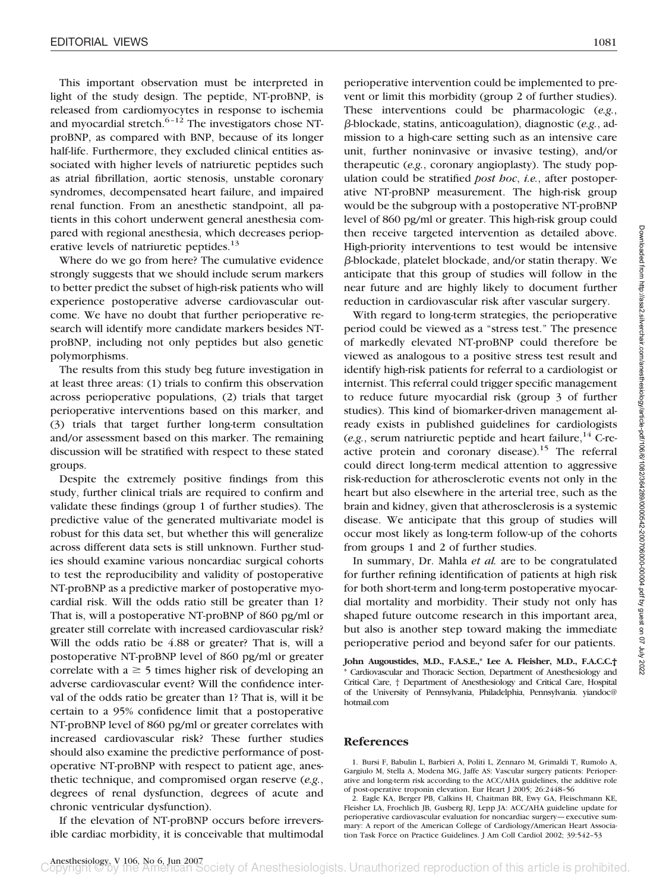This important observation must be interpreted in light of the study design. The peptide, NT-proBNP, is released from cardiomyocytes in response to ischemia and myocardial stretch.[6–12] The investigators chose NT-proBNP, as compared with BNP, because of its longer half-life. Furthermore, they excluded clinical entities associated with higher levels of natriuretic peptides such as atrial fibrillation, aortic stenosis, unstable coronary syndromes, decompensated heart failure, and impaired renal function. From an anesthetic standpoint, all patients in this cohort underwent general anesthesia compared with regional anesthesia, which decreases perioperative levels of natriuretic peptides.[13]

Where do we go from here? The cumulative evidence strongly suggests that we should include serum markers to better predict the subset of high-risk patients who will experience postoperative adverse cardiovascular outcome. We have no doubt that further perioperative research will identify more candidate markers besides NT-proBNP, including not only peptides but also genetic polymorphisms.

The results from this study beg future investigation in at least three areas: (1) trials to confirm this observation across perioperative populations, (2) trials that target perioperative interventions based on this marker, and (3) trials that target further long-term consultation and/or assessment based on this marker. The remaining discussion will be stratified with respect to these stated groups.

Despite the extremely positive findings from this study, further clinical trials are required to confirm and validate these findings (group 1 of further studies). The predictive value of the generated multivariate model is robust for this data set, but whether this will generalize across different data sets is still unknown. Further studies should examine various noncardiac surgical cohorts to test the reproducibility and validity of postoperative NT-proBNP as a predictive marker of postoperative myocardial risk. Will the odds ratio still be greater than 1? That is, will a postoperative NT-proBNP of 860 pg/ml or greater still correlate with increased cardiovascular risk? Will the odds ratio be 4.88 or greater? That is, will a postoperative NT-proBNP level of 860 pg/ml or greater correlate with a $\geq 5$ times higher risk of developing an adverse cardiovascular event? Will the confidence interval of the odds ratio be greater than 1? That is, will it be certain to a 95% confidence limit that a postoperative NT-proBNP level of 860 pg/ml or greater correlates with increased cardiovascular risk? These further studies should also examine the predictive performance of postoperative NT-proBNP with respect to patient age, anesthetic technique, and compromised organ reserve (*e.g.*, degrees of renal dysfunction, degrees of acute and chronic ventricular dysfunction).

If the elevation of NT-proBNP occurs before irreversible cardiac morbidity, it is conceivable that multimodal perioperative intervention could be implemented to prevent or limit this morbidity (group 2 of further studies). These interventions could be pharmacologic (*e.g.*, $\beta$-blockade, statins, anticoagulation), diagnostic (*e.g.*, admission to a high-care setting such as an intensive care unit, further noninvasive or invasive testing), and/or therapeutic (*e.g.*, coronary angioplasty). The study population could be stratified *post hoc*, *i.e.*, after postoperative NT-proBNP measurement. The high-risk group would be the subgroup with a postoperative NT-proBNP level of 860 pg/ml or greater. This high-risk group could then receive targeted intervention as detailed above. High-priority interventions to test would be intensive $\beta$-blockade, platelet blockade, and/or statin therapy. We anticipate that this group of studies will follow in the near future and are highly likely to document further reduction in cardiovascular risk after vascular surgery.

With regard to long-term strategies, the perioperative period could be viewed as a "stress test." The presence of markedly elevated NT-proBNP could therefore be viewed as analogous to a positive stress test result and identify high-risk patients for referral to a cardiologist or internist. This referral could trigger specific management to reduce future myocardial risk (group 3 of further studies). This kind of biomarker-driven management already exists in published guidelines for cardiologists (*e.g.*, serum natriuretic peptide and heart failure,[14] C-reactive protein and coronary disease).[15] The referral could direct long-term medical attention to aggressive risk-reduction for atherosclerotic events not only in the heart but also elsewhere in the arterial tree, such as the brain and kidney, given that atherosclerosis is a systemic disease. We anticipate that this group of studies will occur most likely as long-term follow-up of the cohorts from groups 1 and 2 of further studies.

In summary, Dr. Mahla *et al.* are to be congratulated for further refining identification of patients at high risk for both short-term and long-term postoperative myocardial mortality and morbidity. Their study not only has shaped future outcome research in this important area, but also is another step toward making the immediate perioperative period and beyond safer for our patients.

**John Augoustides, M.D., F.A.S.E.,\* Lee A. Fleisher, M.D., F.A.C.C.†**
\* Cardiovascular and Thoracic Section, Department of Anesthesiology and Critical Care, † Department of Anesthesiology and Critical Care, Hospital of the University of Pennsylvania, Philadelphia, Pennsylvania. yiandoc@hotmail.com

## References

1. Bursi F, Babulin L, Barbieri A, Politi L, Zennaro M, Grimaldi T, Rumolo A, Gargiulo M, Stella A, Modena MG, Jaffe AS: Vascular surgery patients: Perioperative and long-term risk according to the ACC/AHA guidelines, the additive role of post-operative troponin elevation. Eur Heart J 2005; 26:2448–56
2. Eagle KA, Berger PB, Calkins H, Chaitman BR, Ewy GA, Fleischmann KE, Fleisher LA, Froehlich JB, Gusberg RJ, Lepp JA: ACC/AHA guideline update for perioperative cardiovascular evaluation for noncardiac surgery—executive summary: A report of the American College of Cardiology/American Heart Association Task Force on Practice Guidelines. J Am Coll Cardiol 2002; 39:542–53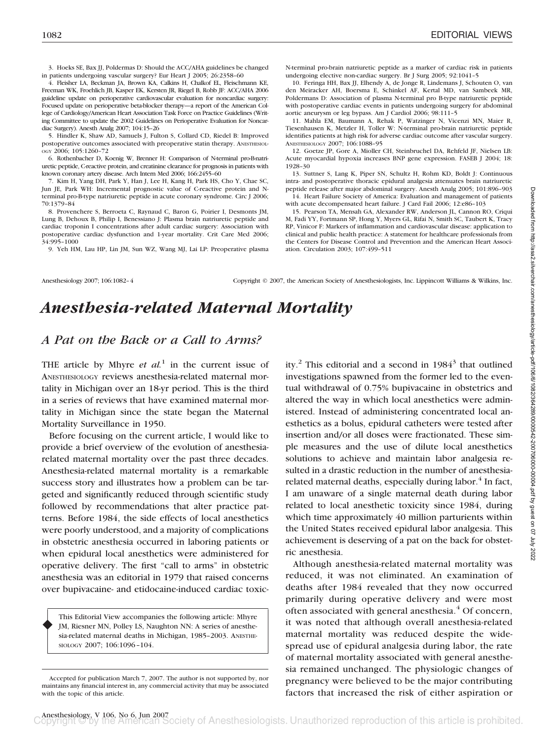3. Hoeks SE, Bax JJ, Poldermans D: Should the ACC/AHA guidelines be changed in patients undergoing vascular surgery? Eur Heart J 2005; 26:2358–60

4. Fleisher LA, Beckman JA, Brown KA, Calkins H, Chalkof EL, Fleischmann KE, Freeman WK, Froehlich JB, Kasper EK, Kersten JR, Riegel B, Robb JF: ACC/AHA 2006 guideline update on perioperative cardiovascular evaluation for noncardiac surgery: Focused update on perioperative beta-blocker therapy—a report of the American College of Cardiology/American Heart Association Task Force on Practice Guidelines (Writing Committee to update the 2002 Guidelines on Perioperative Evaluation for Noncardiac Surgery). Anesth Analg 2007; 104:15–26

5. Hindler K, Shaw AD, Samuels J, Fulton S, Collard CD, Riedel B: Improved postoperative outcomes associated with preoperative statin therapy. ANESTHESIOLOGY 2006; 105:1260–72

6. Rothenbacher D, Koenig W, Brenner H: Comparison of N-terminal pro-B-natriuretic peptide, C-reactive protein, and creatinine clearance for prognosis in patients with known coronary artery disease. Arch Intern Med 2006; 166:2455–60

7. Kim H, Yang DH, Park Y, Han J, Lee H, Kang H, Park HS, Cho Y, Chae SC, Jun JE, Park WH: Incremental prognostic value of C-reactive protein and N-terminal pro-B-type natriuretic peptide in acute coronary syndrome. Circ J 2006; 70:1379–84

8. Provenchere S, Berroeta C, Raynaud C, Baron G, Poirier I, Desmonts JM, Lung B, Dehoux B, Philip I, Benessiano J: Plasma brain natriuretic peptide and cardiac troponin I concentrations after adult cardiac surgery: Association with postoperative cardiac dysfunction and 1-year mortality. Crit Care Med 2006; 34:995–1000

9. Yeh HM, Lau HP, Lin JM, Sun WZ, Wang MJ, Lai LP: Preoperative plasma N-terminal pro-brain natriuretic peptide as a marker of cardiac risk in patients undergoing elective non-cardiac surgery. Br J Surg 2005; 92:1041–5

10. Feringa HH, Bax JJ, Elhendy A, de Jonge R, Lindemans J, Schouten O, van den Meiracker AH, Boersma E, Schinkel AF, Kertal MD, van Sambeek MR, Poldermans D: Association of plasma N-terminal pro B-type natriuretic peptide with postoperative cardiac events in patients undergoing surgery for abdominal aortic aneurysm or leg bypass. Am J Cardiol 2006; 98:111–5

11. Mahla EM, Baumann A, Rehak P, Watzinger N, Vicenzi MN, Maier R, Tiesenhausen K, Metzler H, Toller W: N-terminal pro-brain natriuretic peptide identifies patients at high risk for adverse cardiac outcome after vascular surgery. ANESTHESIOLOGY 2007; 106:1088–95

12. Goetze JP, Gore A, Mioller CH, Steinbruchel DA, Rehfeld JF, Nielsen LB: Acute myocardial hypoxia increases BNP gene expression. FASEB J 2004; 18:1928–30

13. Suttner S, Lang K, Piper SN, Schultz H, Rohm KD, Boldt J: Continuous intra- and postoperative thoracic epidural analgesia attenuates brain natriuretic peptide release after major abdominal surgery. Anesth Analg 2005; 101:896–903

14. Heart Failure Society of America: Evaluation and management of patients with acute decompensated heart failure. J Card Fail 2006; 12:e86–103

15. Pearson TA, Mensah GA, Alexander RW, Anderson JL, Cannon RO, Criqui M, Fadi YY, Fortmann SP, Hong Y, Myers GL, Rifai N, Smith SC, Taubert K, Tracy RP, Vinicor F: Markers of inflammation and cardiovascular disease: application to clinical and public health practice: A statement for healthcare professionals from the Centers for Disease Control and Prevention and the American Heart Association. Circulation 2003; 107:499–511

# *Anesthesia-related Maternal Mortality*

## *A Pat on the Back or a Call to Arms?*

THE article by Mhyre *et al.*[1] in the current issue of ANESTHESIOLOGY reviews anesthesia-related maternal mortality in Michigan over an 18-yr period. This is the third in a series of reviews that have examined maternal mortality in Michigan since the state began the Maternal Mortality Surveillance in 1950.

Before focusing on the current article, I would like to provide a brief overview of the evolution of anesthesia-related maternal mortality over the past three decades. Anesthesia-related maternal mortality is a remarkable success story and illustrates how a problem can be targeted and significantly reduced through scientific study followed by recommendations that alter practice patterns. Before 1984, the side effects of local anesthetics were poorly understood, and a majority of complications in obstetric anesthesia occurred in laboring patients or when epidural local anesthetics were administered for operative delivery. The first "call to arms" in obstetric anesthesia was an editorial in 1979 that raised concerns over bupivacaine- and etidocaine-induced cardiac toxicity.[2] This editorial and a second in 1984[3] that outlined investigations spawned from the former led to the eventual withdrawal of 0.75% bupivacaine in obstetrics and altered the way in which local anesthetics were administered. Instead of administering concentrated local anesthetics as a bolus, epidural catheters were tested after insertion and/or all doses were fractionated. These simple measures and the use of dilute local anesthetics solutions to achieve and maintain labor analgesia resulted in a drastic reduction in the number of anesthesia-related maternal deaths, especially during labor.[4] In fact, I am unaware of a single maternal death during labor related to local anesthetic toxicity since 1984, during which time approximately 40 million parturients within the United States received epidural labor analgesia. This achievement is deserving of a pat on the back for obstetric anesthesia.

Although anesthesia-related maternal mortality was reduced, it was not eliminated. An examination of deaths after 1984 revealed that they now occurred primarily during operative delivery and were most often associated with general anesthesia.[4] Of concern, it was noted that although overall anesthesia-related maternal mortality was reduced despite the widespread use of epidural analgesia during labor, the rate of maternal mortality associated with general anesthesia remained unchanged. The physiologic changes of pregnancy were believed to be the major contributing factors that increased the risk of either aspiration or

This Editorial View accompanies the following article: Mhyre JM, Riesner MN, Polley LS, Naughton NN: A series of anesthesia-related maternal deaths in Michigan, 1985–2003. ANESTHESIOLOGY 2007; 106:1096–104.

Accepted for publication March 7, 2007. The author is not supported by, nor maintains any financial interest in, any commercial activity that may be associated with the topic of this article.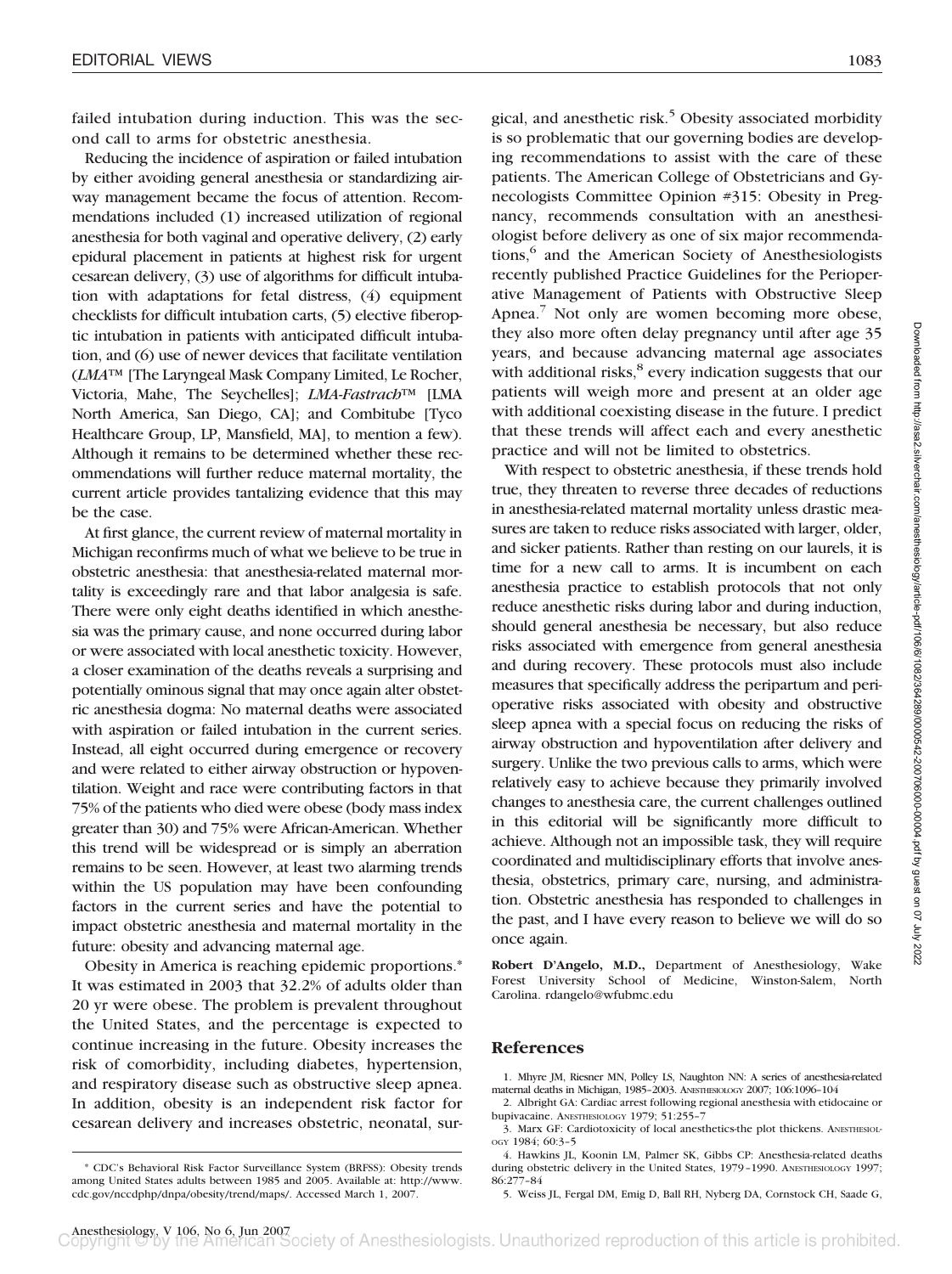failed intubation during induction. This was the second call to arms for obstetric anesthesia.

Reducing the incidence of aspiration or failed intubation by either avoiding general anesthesia or standardizing airway management became the focus of attention. Recommendations included (1) increased utilization of regional anesthesia for both vaginal and operative delivery, (2) early epidural placement in patients at highest risk for urgent cesarean delivery, (3) use of algorithms for difficult intubation with adaptations for fetal distress, (4) equipment checklists for difficult intubation carts, (5) elective fiberoptic intubation in patients with anticipated difficult intubation, and (6) use of newer devices that facilitate ventilation (*LMA*™ [The Laryngeal Mask Company Limited, Le Rocher, Victoria, Mahe, The Seychelles]; *LMA-Fastrach*™ [LMA North America, San Diego, CA]; and Combitube [Tyco Healthcare Group, LP, Mansfield, MA], to mention a few). Although it remains to be determined whether these recommendations will further reduce maternal mortality, the current article provides tantalizing evidence that this may be the case.

At first glance, the current review of maternal mortality in Michigan reconfirms much of what we believe to be true in obstetric anesthesia: that anesthesia-related maternal mortality is exceedingly rare and that labor analgesia is safe. There were only eight deaths identified in which anesthesia was the primary cause, and none occurred during labor or were associated with local anesthetic toxicity. However, a closer examination of the deaths reveals a surprising and potentially ominous signal that may once again alter obstetric anesthesia dogma: No maternal deaths were associated with aspiration or failed intubation in the current series. Instead, all eight occurred during emergence or recovery and were related to either airway obstruction or hypoventilation. Weight and race were contributing factors in that 75% of the patients who died were obese (body mass index greater than 30) and 75% were African-American. Whether this trend will be widespread or is simply an aberration remains to be seen. However, at least two alarming trends within the US population may have been confounding factors in the current series and have the potential to impact obstetric anesthesia and maternal mortality in the future: obesity and advancing maternal age.

Obesity in America is reaching epidemic proportions.* It was estimated in 2003 that 32.2% of adults older than 20 yr were obese. The problem is prevalent throughout the United States, and the percentage is expected to continue increasing in the future. Obesity increases the risk of comorbidity, including diabetes, hypertension, and respiratory disease such as obstructive sleep apnea. In addition, obesity is an independent risk factor for cesarean delivery and increases obstetric, neonatal, surgical, and anesthetic risk.[5] Obesity associated morbidity is so problematic that our governing bodies are developing recommendations to assist with the care of these patients. The American College of Obstetricians and Gynecologists Committee Opinion #315: Obesity in Pregnancy, recommends consultation with an anesthesiologist before delivery as one of six major recommendations,[6] and the American Society of Anesthesiologists recently published Practice Guidelines for the Perioperative Management of Patients with Obstructive Sleep Apnea.[7] Not only are women becoming more obese, they also more often delay pregnancy until after age 35 years, and because advancing maternal age associates with additional risks,[8] every indication suggests that our patients will weigh more and present at an older age with additional coexisting disease in the future. I predict that these trends will affect each and every anesthetic practice and will not be limited to obstetrics.

With respect to obstetric anesthesia, if these trends hold true, they threaten to reverse three decades of reductions in anesthesia-related maternal mortality unless drastic measures are taken to reduce risks associated with larger, older, and sicker patients. Rather than resting on our laurels, it is time for a new call to arms. It is incumbent on each anesthesia practice to establish protocols that not only reduce anesthetic risks during labor and during induction, should general anesthesia be necessary, but also reduce risks associated with emergence from general anesthesia and during recovery. These protocols must also include measures that specifically address the peripartum and perioperative risks associated with obesity and obstructive sleep apnea with a special focus on reducing the risks of airway obstruction and hypoventilation after delivery and surgery. Unlike the two previous calls to arms, which were relatively easy to achieve because they primarily involved changes to anesthesia care, the current challenges outlined in this editorial will be significantly more difficult to achieve. Although not an impossible task, they will require coordinated and multidisciplinary efforts that involve anesthesia, obstetrics, primary care, nursing, and administration. Obstetric anesthesia has responded to challenges in the past, and I have every reason to believe we will do so once again.

**Robert D'Angelo, M.D.,** Department of Anesthesiology, Wake Forest University School of Medicine, Winston-Salem, North Carolina. rdangelo@wfubmc.edu

## References

1. Mhyre JM, Riesner MN, Polley LS, Naughton NN: A series of anesthesia-related maternal deaths in Michigan, 1985–2003. ANESTHESIOLOGY 2007; 106:1096–104
2. Albright GA: Cardiac arrest following regional anesthesia with etidocaine or bupivacaine. ANESTHESIOLOGY 1979; 51:255–7
3. Marx GF: Cardiotoxicity of local anesthetics-the plot thickens. ANESTHESIOLOGY 1984; 60:3–5
4. Hawkins JL, Koonin LM, Palmer SK, Gibbs CP: Anesthesia-related deaths during obstetric delivery in the United States, 1979–1990. ANESTHESIOLOGY 1997; 86:277–84
5. Weiss JL, Fergal DM, Emig D, Ball RH, Nyberg DA, Cornstock CH, Saade G,

\* CDC's Behavioral Risk Factor Surveillance System (BRFSS): Obesity trends among United States adults between 1985 and 2005. Available at: http://www.cdc.gov/nccdphp/dnpa/obesity/trend/maps/. Accessed March 1, 2007.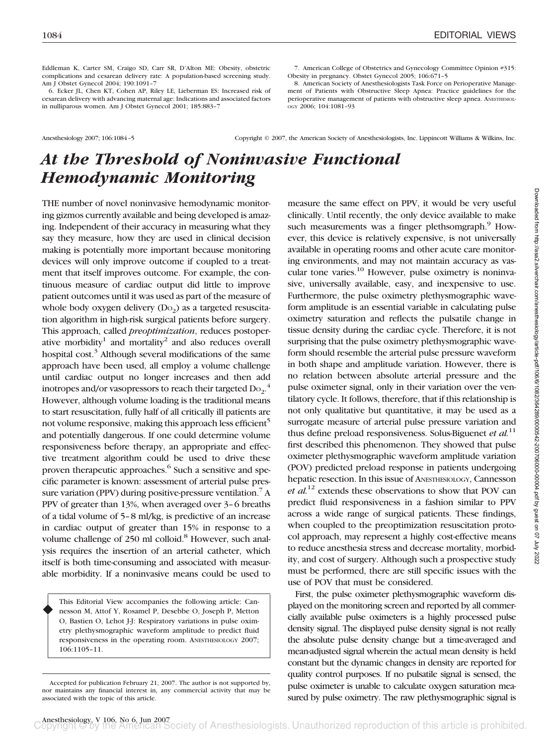Eddleman K, Carter SM, Craigo SD, Carr SR, D'Alton ME: Obesity, obstetric complications and cesarean delivery rate: A population-based screening study. Am J Obstet Gynecol 2004; 190:1091–7

6. Ecker JL, Chen KT, Cohen AP, Riley LE, Lieberman ES: Increased risk of cesarean delivery with advancing maternal age: Indications and associated factors in nulliparous women. Am J Obstet Gynecol 2001; 185:883–7

7. American College of Obstetrics and Gynecology Committee Opinion #315: Obesity in pregnancy. Obstet Gynecol 2005; 106:671–5

8. American Society of Anesthesiologists Task Force on Perioperative Management of Patients with Obstructive Sleep Apnea: Practice guidelines for the perioperative management of patients with obstructive sleep apnea. ANESTHESIOLOGY 2006; 104:1081–93

Anesthesiology 2007; 106:1084–5 Copyright © 2007, the American Society of Anesthesiologists, Inc. Lippincott Williams & Wilkins, Inc.

# *At the Threshold of Noninvasive Functional Hemodynamic Monitoring*

THE number of novel noninvasive hemodynamic monitoring gizmos currently available and being developed is amazing. Independent of their accuracy in measuring what they say they measure, how they are used in clinical decision making is potentially more important because monitoring devices will only improve outcome if coupled to a treatment that itself improves outcome. For example, the continuous measure of cardiac output did little to improve patient outcomes until it was used as part of the measure of whole body oxygen delivery ($Do_2$) as a targeted resuscitation algorithm in high-risk surgical patients before surgery. This approach, called *preoptimization*, reduces postoperative morbidity[1] and mortality[2] and also reduces overall hospital cost.[3] Although several modifications of the same approach have been used, all employ a volume challenge until cardiac output no longer increases and then add inotropes and/or vasopressors to reach their targeted $Do_2$.[4] However, although volume loading is the traditional means to start resuscitation, fully half of all critically ill patients are not volume responsive, making this approach less efficient[5] and potentially dangerous. If one could determine volume responsiveness before therapy, an appropriate and effective treatment algorithm could be used to drive these proven therapeutic approaches.[6] Such a sensitive and specific parameter is known: assessment of arterial pulse pressure variation (PPV) during positive-pressure ventilation.[7] A PPV of greater than 13%, when averaged over 3–6 breaths of a tidal volume of 5–8 ml/kg, is predictive of an increase in cardiac output of greater than 15% in response to a volume challenge of 250 ml colloid.[8] However, such analysis requires the insertion of an arterial catheter, which itself is both time-consuming and associated with measurable morbidity. If a noninvasive means could be used to measure the same effect on PPV, it would be very useful clinically. Until recently, the only device available to make such measurements was a finger plethsomgraph.[9] However, this device is relatively expensive, is not universally available in operating rooms and other acute care monitoring environments, and may not maintain accuracy as vascular tone varies.[10] However, pulse oximetry is noninvasive, universally available, easy, and inexpensive to use. Furthermore, the pulse oximetry plethysmographic waveform amplitude is an essential variable in calculating pulse oximetry saturation and reflects the pulsatile change in tissue density during the cardiac cycle. Therefore, it is not surprising that the pulse oximetry plethysmographic waveform should resemble the arterial pulse pressure waveform in both shape and amplitude variation. However, there is no relation between absolute arterial pressure and the pulse oximeter signal, only in their variation over the ventilatory cycle. It follows, therefore, that if this relationship is not only qualitative but quantitative, it may be used as a surrogate measure of arterial pulse pressure variation and thus define preload responsiveness. Solus-Biguenet *et al.*[11] first described this phenomenon. They showed that pulse oximeter plethysmographic waveform amplitude variation (POV) predicted preload response in patients undergoing hepatic resection. In this issue of ANESTHESIOLOGY, Cannesson *et al.*[12] extends these observations to show that POV can predict fluid responsiveness in a fashion similar to PPV across a wide range of surgical patients. These findings, when coupled to the preoptimization resuscitation protocol approach, may represent a highly cost-effective means to reduce anesthesia stress and decrease mortality, morbidity, and cost of surgery. Although such a prospective study must be performed, there are still specific issues with the use of POV that must be considered.

First, the pulse oximeter plethysmographic waveform displayed on the monitoring screen and reported by all commercially available pulse oximeters is a highly processed pulse density signal. The displayed pulse density signal is not really the absolute pulse density change but a time-averaged and mean-adjusted signal wherein the actual mean density is held constant but the dynamic changes in density are reported for quality control purposes. If no pulsatile signal is sensed, the pulse oximeter is unable to calculate oxygen saturation measured by pulse oximetry. The raw plethysmographic signal is

This Editorial View accompanies the following article: Cannesson M, Attof Y, Rosamel P, Desebbe O, Joseph P, Metton O, Bastien O, Lehot J-J: Respiratory variations in pulse oximetry plethysmographic waveform amplitude to predict fluid responsiveness in the operating room. ANESTHESIOLOGY 2007; 106:1105–11.

Accepted for publication February 21, 2007. The author is not supported by, nor maintains any financial interest in, any commercial activity that may be associated with the topic of this article.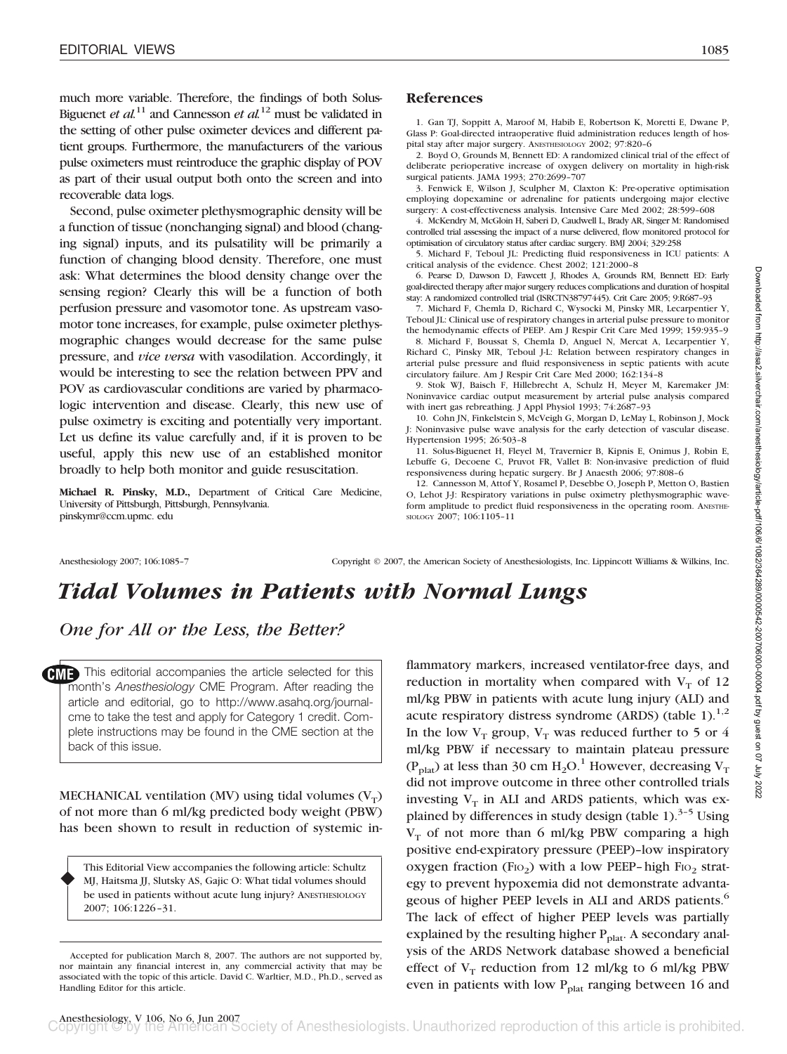much more variable. Therefore, the findings of both Solus-Biguenet *et al.*[11] and Cannesson *et al.*[12] must be validated in the setting of other pulse oximeter devices and different patient groups. Furthermore, the manufacturers of the various pulse oximeters must reintroduce the graphic display of POV as part of their usual output both onto the screen and into recoverable data logs.

Second, pulse oximeter plethysmographic density will be a function of tissue (nonchanging signal) and blood (changing signal) inputs, and its pulsatility will be primarily a function of changing blood density. Therefore, one must ask: What determines the blood density change over the sensing region? Clearly this will be a function of both perfusion pressure and vasomotor tone. As upstream vasomotor tone increases, for example, pulse oximeter plethysmographic changes would decrease for the same pulse pressure, and *vice versa* with vasodilation. Accordingly, it would be interesting to see the relation between PPV and POV as cardiovascular conditions are varied by pharmacologic intervention and disease. Clearly, this new use of pulse oximetry is exciting and potentially very important. Let us define its value carefully and, if it is proven to be useful, apply this new use of an established monitor broadly to help both monitor and guide resuscitation.

**Michael R. Pinsky, M.D.,** Department of Critical Care Medicine, University of Pittsburgh, Pittsburgh, Pennsylvania. pinskymr@ccm.upmc.edu

## References

1. Gan TJ, Soppitt A, Maroof M, Habib E, Robertson K, Moretti E, Dwane P, Glass P: Goal-directed intraoperative fluid administration reduces length of hospital stay after major surgery. ANESTHESIOLOGY 2002; 97:820–6
2. Boyd O, Grounds M, Bennett ED: A randomized clinical trial of the effect of deliberate perioperative increase of oxygen delivery on mortality in high-risk surgical patients. JAMA 1993; 270:2699–707
3. Fenwick E, Wilson J, Sculpher M, Claxton K: Pre-operative optimisation employing dopexamine or adrenaline for patients undergoing major elective surgery: A cost-effectiveness analysis. Intensive Care Med 2002; 28:599–608
4. McKendry M, McGloin H, Saberi D, Caudwell L, Brady AR, Singer M: Randomised controlled trial assessing the impact of a nurse delivered, flow monitored protocol for optimisation of circulatory status after cardiac surgery. BMJ 2004; 329:258
5. Michard F, Teboul JL: Predicting fluid responsiveness in ICU patients: A critical analysis of the evidence. Chest 2002; 121:2000–8
6. Pearse D, Dawson D, Fawcett J, Rhodes A, Grounds RM, Bennett ED: Early goal-directed therapy after major surgery reduces complications and duration of hospital stay: A randomized controlled trial (ISRCTN38797445). Crit Care 2005; 9:R687–93
7. Michard F, Chemla D, Richard C, Wysocki M, Pinsky MR, Lecarpentier Y, Teboul JL: Clinical use of respiratory changes in arterial pulse pressure to monitor the hemodynamic effects of PEEP. Am J Respir Crit Care Med 1999; 159:935–9
8. Michard F, Boussat S, Chemla D, Anguel N, Mercat A, Lecarpentier Y, Richard C, Pinsky MR, Teboul J-L: Relation between respiratory changes in arterial pulse pressure and fluid responsiveness in septic patients with acute circulatory failure. Am J Respir Crit Care Med 2000; 162:134–8
9. Stok WJ, Baisch F, Hillebrecht A, Schulz H, Meyer M, Karemaker JM: Noninvasive cardiac output measurement by arterial pulse analysis compared with inert gas rebreathing. J Appl Physiol 1993; 74:2687–93
10. Cohn JN, Finkelstein S, McVeigh G, Morgan D, LeMay L, Robinson J, Mock J: Noninvasive pulse wave analysis for the early detection of vascular disease. Hypertension 1995; 26:503–8
11. Solus-Biguenet H, Fleyfel M, Travernier B, Kipnis E, Onimus J, Robin E, Lebuffe G, Decoene C, Pruvot FR, Vallet B: Non-invasive prediction of fluid responsiveness during hepatic surgery. Br J Anaesth 2006; 97:808–6
12. Cannesson M, Attof Y, Rosamel P, Desebbe O, Joseph P, Metton O, Bastien O, Lehot J-J: Respiratory variations in pulse oximetry plethysmographic waveform amplitude to predict fluid responsiveness in the operating room. ANESTHESIOLOGY 2007; 106:1105–11

Anesthesiology 2007; 106:1085–7 Copyright © 2007, the American Society of Anesthesiologists, Inc. Lippincott Williams & Wilkins, Inc.

# *Tidal Volumes in Patients with Normal Lungs*

## *One for All or the Less, the Better?*

CME This editorial accompanies the article selected for this month's *Anesthesiology* CME Program. After reading the article and editorial, go to http://www.asahq.org/journal-cme to take the test and apply for Category 1 credit. Complete instructions may be found in the CME section at the back of this issue.

MECHANICAL ventilation (MV) using tidal volumes ($V_T$) of not more than 6 ml/kg predicted body weight (PBW) has been shown to result in reduction of systemic inflammatory markers, increased ventilator-free days, and reduction in mortality when compared with $V_T$ of 12 ml/kg PBW in patients with acute lung injury (ALI) and acute respiratory distress syndrome (ARDS) (table 1).[1,2] In the low $V_T$ group, $V_T$ was reduced further to 5 or 4 ml/kg PBW if necessary to maintain plateau pressure ($P_{plat}$) at less than 30 cm $H_2O$.[1] However, decreasing $V_T$ did not improve outcome in three other controlled trials investing $V_T$ in ALI and ARDS patients, which was explained by differences in study design (table 1).[3–5] Using $V_T$ of not more than 6 ml/kg PBW comparing a high positive end-expiratory pressure (PEEP)–low inspiratory oxygen fraction ($F_{IO_2}$) with a low PEEP–high $F_{IO_2}$ strategy to prevent hypoxemia did not demonstrate advantageous of higher PEEP levels in ALI and ARDS patients.[6] The lack of effect of higher PEEP levels was partially explained by the resulting higher $P_{plat}$. A secondary analysis of the ARDS Network database showed a beneficial effect of $V_T$ reduction from 12 ml/kg to 6 ml/kg PBW even in patients with low $P_{plat}$ ranging between 16 and

This Editorial View accompanies the following article: Schultz MJ, Haitsma JJ, Slutsky AS, Gajic O: What tidal volumes should be used in patients without acute lung injury? ANESTHESIOLOGY 2007; 106:1226–31.

Accepted for publication March 8, 2007. The authors are not supported by, nor maintain any financial interest in, any commercial activity that may be associated with the topic of this article. David C. Warltier, M.D., Ph.D., served as Handling Editor for this article.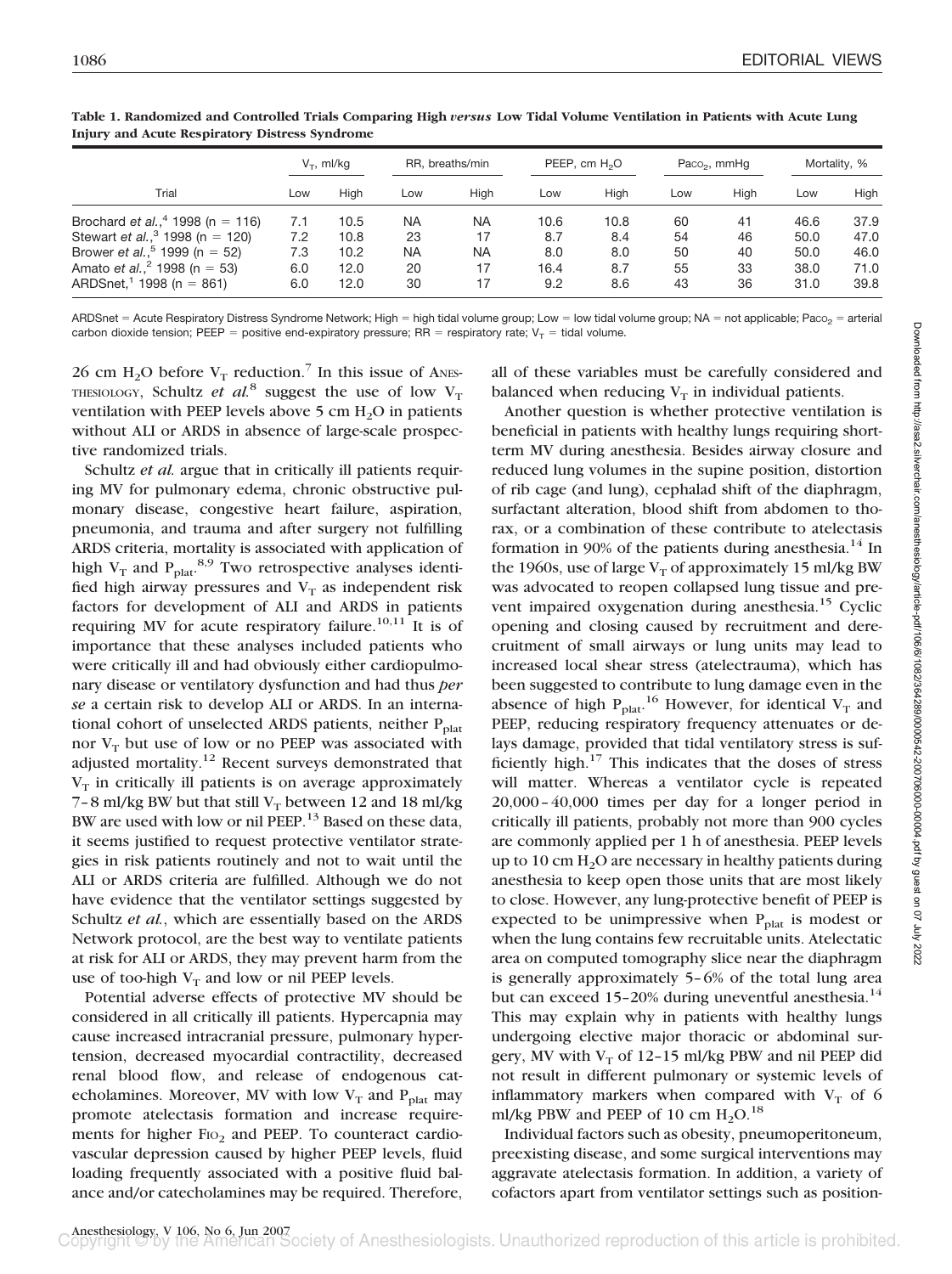**Table 1. Randomized and Controlled Trials Comparing High *versus* Low Tidal Volume Ventilation in Patients with Acute Lung Injury and Acute Respiratory Distress Syndrome**

| Trial | $V_T$, ml/kg | | RR, breaths/min | | PEEP, cm $H_2O$ | | $Pa_{CO_2}$, mmHg | | Mortality, % | |
|---|---|---|---|---|---|---|---|---|---|---|
| | Low | High | Low | High | Low | High | Low | High | Low | High |
| Brochard *et al.*,[4] 1998 (n = 116) | 7.1 | 10.5 | NA | NA | 10.6 | 10.8 | 60 | 41 | 46.6 | 37.9 |
| Stewart *et al.*,[3] 1998 (n = 120) | 7.2 | 10.8 | 23 | 17 | 8.7 | 8.4 | 54 | 46 | 50.0 | 47.0 |
| Brower *et al.*,[5] 1999 (n = 52) | 7.3 | 10.2 | NA | NA | 8.0 | 8.0 | 50 | 40 | 50.0 | 46.0 |
| Amato *et al.*,[2] 1998 (n = 53) | 6.0 | 12.0 | 20 | 17 | 16.4 | 8.7 | 55 | 33 | 38.0 | 71.0 |
| ARDSnet,[1] 1998 (n = 861) | 6.0 | 12.0 | 30 | 17 | 9.2 | 8.6 | 43 | 36 | 31.0 | 39.8 |

ARDSnet = Acute Respiratory Distress Syndrome Network; High = high tidal volume group; Low = low tidal volume group; NA = not applicable; $Pa_{CO_2}$ = arterial carbon dioxide tension; PEEP = positive end-expiratory pressure; RR = respiratory rate; $V_T$ = tidal volume.

26 cm $H_2O$ before $V_T$ reduction.[7] In this issue of ANESTHESIOLOGY, Schultz *et al.*[8] suggest the use of low $V_T$ ventilation with PEEP levels above 5 cm $H_2O$ in patients without ALI or ARDS in absence of large-scale prospective randomized trials.

Schultz *et al.* argue that in critically ill patients requiring MV for pulmonary edema, chronic obstructive pulmonary disease, congestive heart failure, aspiration, pneumonia, and trauma and after surgery not fulfilling ARDS criteria, mortality is associated with application of high $V_T$ and $P_{plat}$.[8,9] Two retrospective analyses identified high airway pressures and $V_T$ as independent risk factors for development of ALI and ARDS in patients requiring MV for acute respiratory failure.[10,11] It is of importance that these analyses included patients who were critically ill and had obviously either cardiopulmonary disease or ventilatory dysfunction and had thus *per se* a certain risk to develop ALI or ARDS. In an international cohort of unselected ARDS patients, neither $P_{plat}$ nor $V_T$ but use of low or no PEEP was associated with adjusted mortality.[12] Recent surveys demonstrated that $V_T$ in critically ill patients is on average approximately 7–8 ml/kg BW but that still $V_T$ between 12 and 18 ml/kg BW are used with low or nil PEEP.[13] Based on these data, it seems justified to request protective ventilator strategies in risk patients routinely and not to wait until the ALI or ARDS criteria are fulfilled. Although we do not have evidence that the ventilator settings suggested by Schultz *et al.*, which are essentially based on the ARDS Network protocol, are the best way to ventilate patients at risk for ALI or ARDS, they may prevent harm from the use of too-high $V_T$ and low or nil PEEP levels.

Potential adverse effects of protective MV should be considered in all critically ill patients. Hypercapnia may cause increased intracranial pressure, pulmonary hypertension, decreased myocardial contractility, decreased renal blood flow, and release of endogenous catecholamines. Moreover, MV with low $V_T$ and $P_{plat}$ may promote atelectasis formation and increase requirements for higher $F_{IO_2}$ and PEEP. To counteract cardiovascular depression caused by higher PEEP levels, fluid loading frequently associated with a positive fluid balance and/or catecholamines may be required. Therefore, all of these variables must be carefully considered and balanced when reducing $V_T$ in individual patients.

Another question is whether protective ventilation is beneficial in patients with healthy lungs requiring short-term MV during anesthesia. Besides airway closure and reduced lung volumes in the supine position, distortion of rib cage (and lung), cephalad shift of the diaphragm, surfactant alteration, blood shift from abdomen to thorax, or a combination of these contribute to atelectasis formation in 90% of the patients during anesthesia.[14] In the 1960s, use of large $V_T$ of approximately 15 ml/kg BW was advocated to reopen collapsed lung tissue and prevent impaired oxygenation during anesthesia.[15] Cyclic opening and closing caused by recruitment and derecruitment of small airways or lung units may lead to increased local shear stress (atelectrauma), which has been suggested to contribute to lung damage even in the absence of high $P_{plat}$.[16] However, for identical $V_T$ and PEEP, reducing respiratory frequency attenuates or delays damage, provided that tidal ventilatory stress is sufficiently high.[17] This indicates that the doses of stress will matter. Whereas a ventilator cycle is repeated 20,000–40,000 times per day for a longer period in critically ill patients, probably not more than 900 cycles are commonly applied per 1 h of anesthesia. PEEP levels up to 10 cm $H_2O$ are necessary in healthy patients during anesthesia to keep open those units that are most likely to close. However, any lung-protective benefit of PEEP is expected to be unimpressive when $P_{plat}$ is modest or when the lung contains few recruitable units. Atelectatic area on computed tomography slice near the diaphragm is generally approximately 5–6% of the total lung area but can exceed 15–20% during uneventful anesthesia.[14] This may explain why in patients with healthy lungs undergoing elective major thoracic or abdominal surgery, MV with $V_T$ of 12–15 ml/kg PBW and nil PEEP did not result in different pulmonary or systemic levels of inflammatory markers when compared with $V_T$ of 6 ml/kg PBW and PEEP of 10 cm $H_2O$.[18]

Individual factors such as obesity, pneumoperitoneum, preexisting disease, and some surgical interventions may aggravate atelectasis formation. In addition, a variety of cofactors apart from ventilator settings such as position-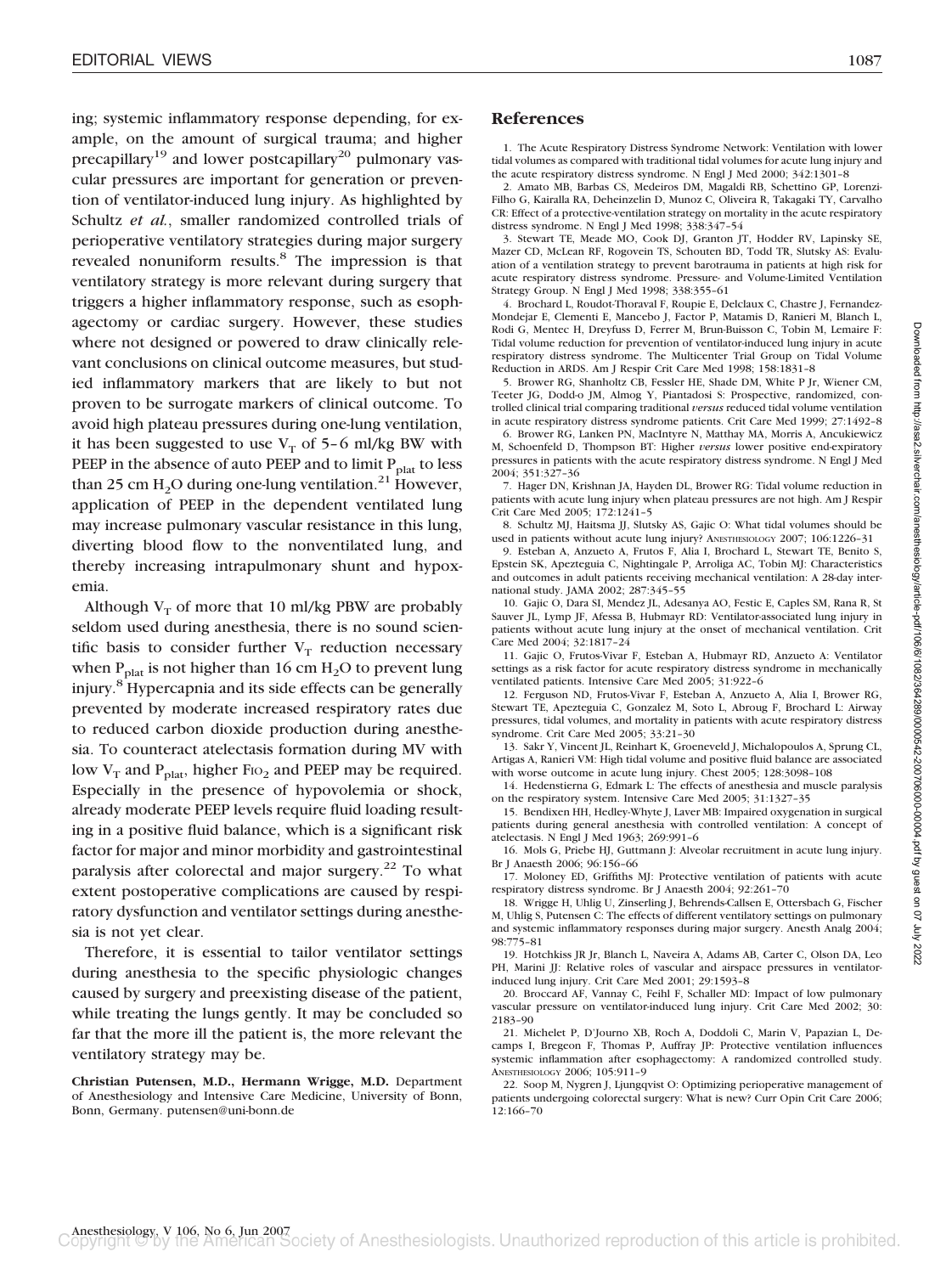ing; systemic inflammatory response depending, for example, on the amount of surgical trauma; and higher precapillary[19] and lower postcapillary[20] pulmonary vascular pressures are important for generation or prevention of ventilator-induced lung injury. As highlighted by Schultz *et al.*, smaller randomized controlled trials of perioperative ventilatory strategies during major surgery revealed nonuniform results.[8] The impression is that ventilatory strategy is more relevant during surgery that triggers a higher inflammatory response, such as esophagectomy or cardiac surgery. However, these studies where not designed or powered to draw clinically relevant conclusions on clinical outcome measures, but studied inflammatory markers that are likely to but not proven to be surrogate markers of clinical outcome. To avoid high plateau pressures during one-lung ventilation, it has been suggested to use $V_T$ of 5–6 ml/kg BW with PEEP in the absence of auto PEEP and to limit $P_{plat}$ to less than 25 cm $H_2O$ during one-lung ventilation.[21] However, application of PEEP in the dependent ventilated lung may increase pulmonary vascular resistance in this lung, diverting blood flow to the nonventilated lung, and thereby increasing intrapulmonary shunt and hypoxemia.

Although $V_T$ of more that 10 ml/kg PBW are probably seldom used during anesthesia, there is no sound scientific basis to consider further $V_T$ reduction necessary when $P_{plat}$ is not higher than 16 cm $H_2O$ to prevent lung injury.[8] Hypercapnia and its side effects can be generally prevented by moderate increased respiratory rates due to reduced carbon dioxide production during anesthesia. To counteract atelectasis formation during MV with low $V_T$ and $P_{plat}$, higher $F_{IO_2}$ and PEEP may be required. Especially in the presence of hypovolemia or shock, already moderate PEEP levels require fluid loading resulting in a positive fluid balance, which is a significant risk factor for major and minor morbidity and gastrointestinal paralysis after colorectal and major surgery.[22] To what extent postoperative complications are caused by respiratory dysfunction and ventilator settings during anesthesia is not yet clear.

Therefore, it is essential to tailor ventilator settings during anesthesia to the specific physiologic changes caused by surgery and preexisting disease of the patient, while treating the lungs gently. It may be concluded so far that the more ill the patient is, the more relevant the ventilatory strategy may be.

**Christian Putensen, M.D., Hermann Wrigge, M.D.** Department of Anesthesiology and Intensive Care Medicine, University of Bonn, Bonn, Germany. putensen@uni-bonn.de

## References

1. The Acute Respiratory Distress Syndrome Network: Ventilation with lower tidal volumes as compared with traditional tidal volumes for acute lung injury and the acute respiratory distress syndrome. N Engl J Med 2000; 342:1301–8
2. Amato MB, Barbas CS, Medeiros DM, Magaldi RB, Schettino GP, Lorenzi-Filho G, Kairalla RA, Deheinzelin D, Munoz C, Oliveira R, Takagaki TY, Carvalho CR: Effect of a protective-ventilation strategy on mortality in the acute respiratory distress syndrome. N Engl J Med 1998; 338:347–54
3. Stewart TE, Meade MO, Cook DJ, Granton JT, Hodder RV, Lapinsky SE, Mazer CD, McLean RF, Rogovein TS, Schouten BD, Todd TR, Slutsky AS: Evaluation of a ventilation strategy to prevent barotrauma in patients at high risk for acute respiratory distress syndrome. Pressure- and Volume-Limited Ventilation Strategy Group. N Engl J Med 1998; 338:355–61
4. Brochard L, Roudot-Thoraval F, Roupie E, Delclaux C, Chastre J, Fernandez-Mondejar E, Clementi E, Mancebo J, Factor P, Matamis D, Ranieri M, Blanch L, Rodi G, Mentec H, Dreyfuss D, Ferrer M, Brun-Buisson C, Tobin M, Lemaire F: Tidal volume reduction for prevention of ventilator-induced lung injury in acute respiratory distress syndrome. The Multicenter Trial Group on Tidal Volume Reduction in ARDS. Am J Respir Crit Care Med 1998; 158:1831–8
5. Brower RG, Shanholtz CB, Fessler HE, Shade DM, White P Jr, Wiener CM, Teeter JG, Dodd-o JM, Almog Y, Piantadosi S: Prospective, randomized, controlled clinical trial comparing traditional *versus* reduced tidal volume ventilation in acute respiratory distress syndrome patients. Crit Care Med 1999; 27:1492–8
6. Brower RG, Lanken PN, MacIntyre N, Matthay MA, Morris A, Ancukiewicz M, Schoenfeld D, Thompson BT: Higher *versus* lower positive end-expiratory pressures in patients with the acute respiratory distress syndrome. N Engl J Med 2004; 351:327–36
7. Hager DN, Krishnan JA, Hayden DL, Brower RG: Tidal volume reduction in patients with acute lung injury when plateau pressures are not high. Am J Respir Crit Care Med 2005; 172:1241–5
8. Schultz MJ, Haitsma JJ, Slutsky AS, Gajic O: What tidal volumes should be used in patients without acute lung injury? ANESTHESIOLOGY 2007; 106:1226–31
9. Esteban A, Anzueto A, Frutos F, Alia I, Brochard L, Stewart TE, Benito S, Epstein SK, Apezteguia C, Nightingale P, Arroliga AC, Tobin MJ: Characteristics and outcomes in adult patients receiving mechanical ventilation: A 28-day international study. JAMA 2002; 287:345–55
10. Gajic O, Dara SI, Mendez JL, Adesanya AO, Festic E, Caples SM, Rana R, St Sauver JL, Lymp JF, Afessa B, Hubmayr RD: Ventilator-associated lung injury in patients without acute lung injury at the onset of mechanical ventilation. Crit Care Med 2004; 32:1817–24
11. Gajic O, Frutos-Vivar F, Esteban A, Hubmayr RD, Anzueto A: Ventilator settings as a risk factor for acute respiratory distress syndrome in mechanically ventilated patients. Intensive Care Med 2005; 31:922–6
12. Ferguson ND, Frutos-Vivar F, Esteban A, Anzueto A, Alia I, Brower RG, Stewart TE, Apezteguia C, Gonzalez M, Soto L, Abroug F, Brochard L: Airway pressures, tidal volumes, and mortality in patients with acute respiratory distress syndrome. Crit Care Med 2005; 33:21–30
13. Sakr Y, Vincent JL, Reinhart K, Groeneveld J, Michalopoulos A, Sprung CL, Artigas A, Ranieri VM: High tidal volume and positive fluid balance are associated with worse outcome in acute lung injury. Chest 2005; 128:3098–108
14. Hedenstierna G, Edmark L: The effects of anesthesia and muscle paralysis on the respiratory system. Intensive Care Med 2005; 31:1327–35
15. Bendixen HH, Hedley-Whyte J, Laver MB: Impaired oxygenation in surgical patients during general anesthesia with controlled ventilation: A concept of atelectasis. N Engl J Med 1963; 269:991–6
16. Mols G, Priebe HJ, Guttmann J: Alveolar recruitment in acute lung injury. Br J Anaesth 2006; 96:156–66
17. Moloney ED, Griffiths MJ: Protective ventilation of patients with acute respiratory distress syndrome. Br J Anaesth 2004; 92:261–70
18. Wrigge H, Uhlig U, Zinserling J, Behrends-Callsen E, Ottersbach G, Fischer M, Uhlig S, Putensen C: The effects of different ventilatory settings on pulmonary and systemic inflammatory responses during major surgery. Anesth Analg 2004; 98:775–81
19. Hotchkiss JR Jr, Blanch L, Naveira A, Adams AB, Carter C, Olson DA, Leo PH, Marini JJ: Relative roles of vascular and airspace pressures in ventilator-induced lung injury. Crit Care Med 2001; 29:1593–8
20. Broccard AF, Vannay C, Feihl F, Schaller MD: Impact of low pulmonary vascular pressure on ventilator-induced lung injury. Crit Care Med 2002; 30: 2183–90
21. Michelet P, D'Journo XB, Roch A, Doddoli C, Marin V, Papazian L, Decamps I, Bregeon F, Thomas P, Auffray JP: Protective ventilation influences systemic inflammation after esophagectomy: A randomized controlled study. ANESTHESIOLOGY 2006; 105:911–9
22. Soop M, Nygren J, Ljungqvist O: Optimizing perioperative management of patients undergoing colorectal surgery: What is new? Curr Opin Crit Care 2006; 12:166–70